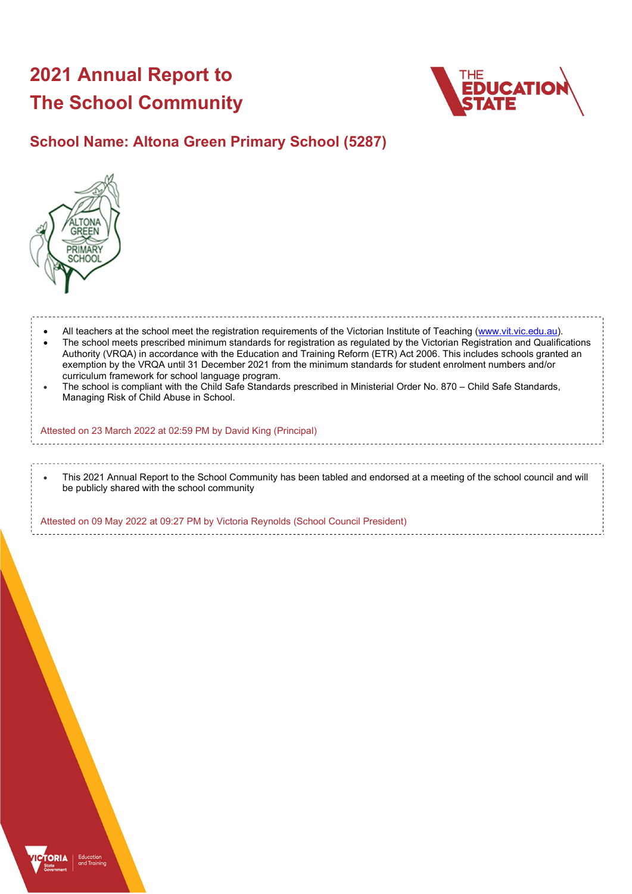# 2021 Annual Report to The School Community

## School Name: Altona Green Primary School (5287)

- All teachers at the school meet the registration requirements of the Victorian Institute of Teaching (www.vit.vic.edu.au).
- The school meets prescribed minimum standards for registration as regulated by the Victorian Registration and Qualifications Authority (VRQA) in accordance with the Education and Training Reform (ETR) Act 2006. This includes schools granted an exemption by the VRQA until 31 December 2021 from the minimum standards for student enrolment numbers and/or curriculum framework for school language program.
- The school is compliant with the Child Safe Standards prescribed in Ministerial Order No. 870 – Child Safe Standards, Managing Risk of Child Abuse in School.

Attested on 23 March 2022 at 02:59 PM by David King (Principal)

- This 2021 Annual Report to the School Community has been tabled and endorsed at a meeting of the school council and will be publicly shared with the school community

Attested on 09 May 2022 at 09:27 PM by Victoria Reynolds (School Council President)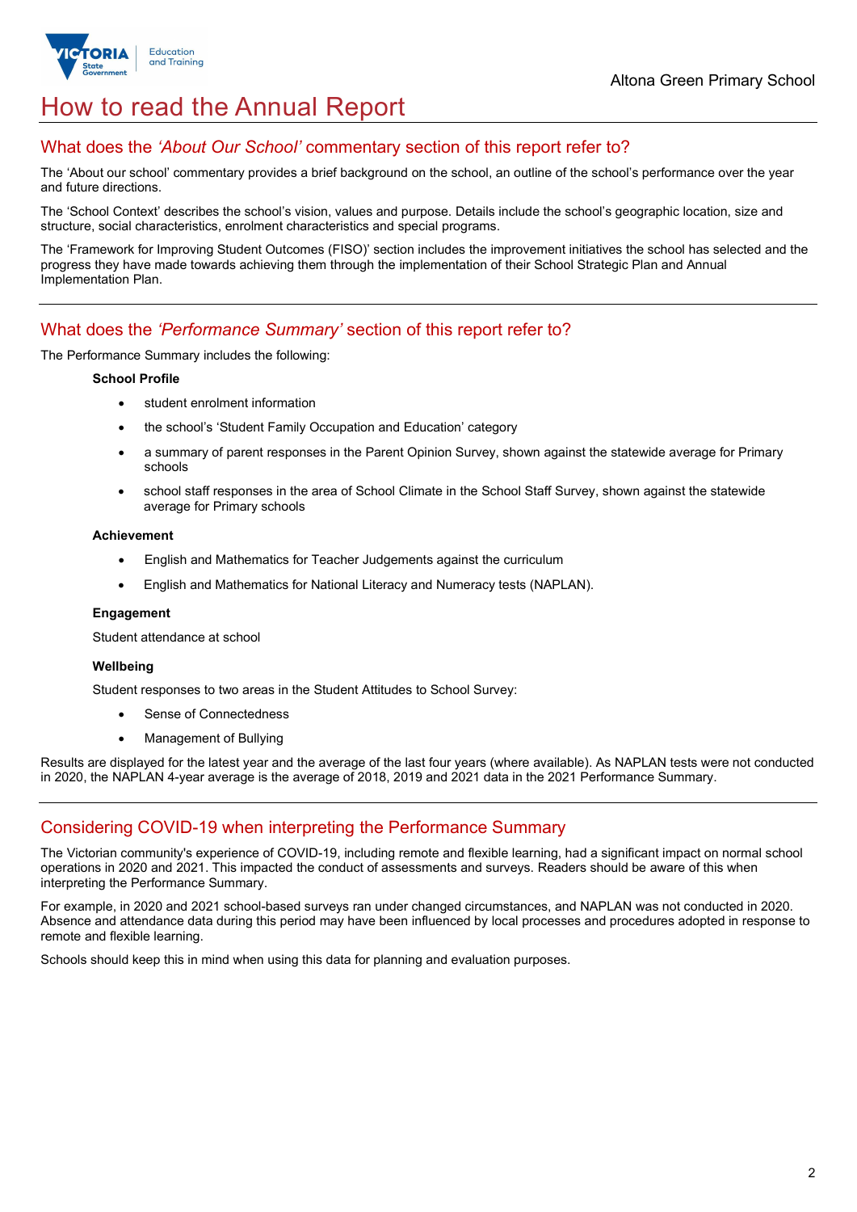# How to read the Annual Report

## What does the *'About Our School'* commentary section of this report refer to?

The 'About our school' commentary provides a brief background on the school, an outline of the school's performance over the year and future directions.

The 'School Context' describes the school's vision, values and purpose. Details include the school's geographic location, size and structure, social characteristics, enrolment characteristics and special programs.

The 'Framework for Improving Student Outcomes (FISO)' section includes the improvement initiatives the school has selected and the progress they have made towards achieving them through the implementation of their School Strategic Plan and Annual Implementation Plan.

## What does the *'Performance Summary'* section of this report refer to?

The Performance Summary includes the following:

**School Profile**

- student enrolment information
- the school's 'Student Family Occupation and Education' category
- a summary of parent responses in the Parent Opinion Survey, shown against the statewide average for Primary schools
- school staff responses in the area of School Climate in the School Staff Survey, shown against the statewide average for Primary schools

**Achievement**

- English and Mathematics for Teacher Judgements against the curriculum
- English and Mathematics for National Literacy and Numeracy tests (NAPLAN).

**Engagement**

Student attendance at school

**Wellbeing**

Student responses to two areas in the Student Attitudes to School Survey:

- Sense of Connectedness
- Management of Bullying

Results are displayed for the latest year and the average of the last four years (where available). As NAPLAN tests were not conducted in 2020, the NAPLAN 4-year average is the average of 2018, 2019 and 2021 data in the 2021 Performance Summary.

## Considering COVID-19 when interpreting the Performance Summary

The Victorian community's experience of COVID-19, including remote and flexible learning, had a significant impact on normal school operations in 2020 and 2021. This impacted the conduct of assessments and surveys. Readers should be aware of this when interpreting the Performance Summary.

For example, in 2020 and 2021 school-based surveys ran under changed circumstances, and NAPLAN was not conducted in 2020. Absence and attendance data during this period may have been influenced by local processes and procedures adopted in response to remote and flexible learning.

Schools should keep this in mind when using this data for planning and evaluation purposes.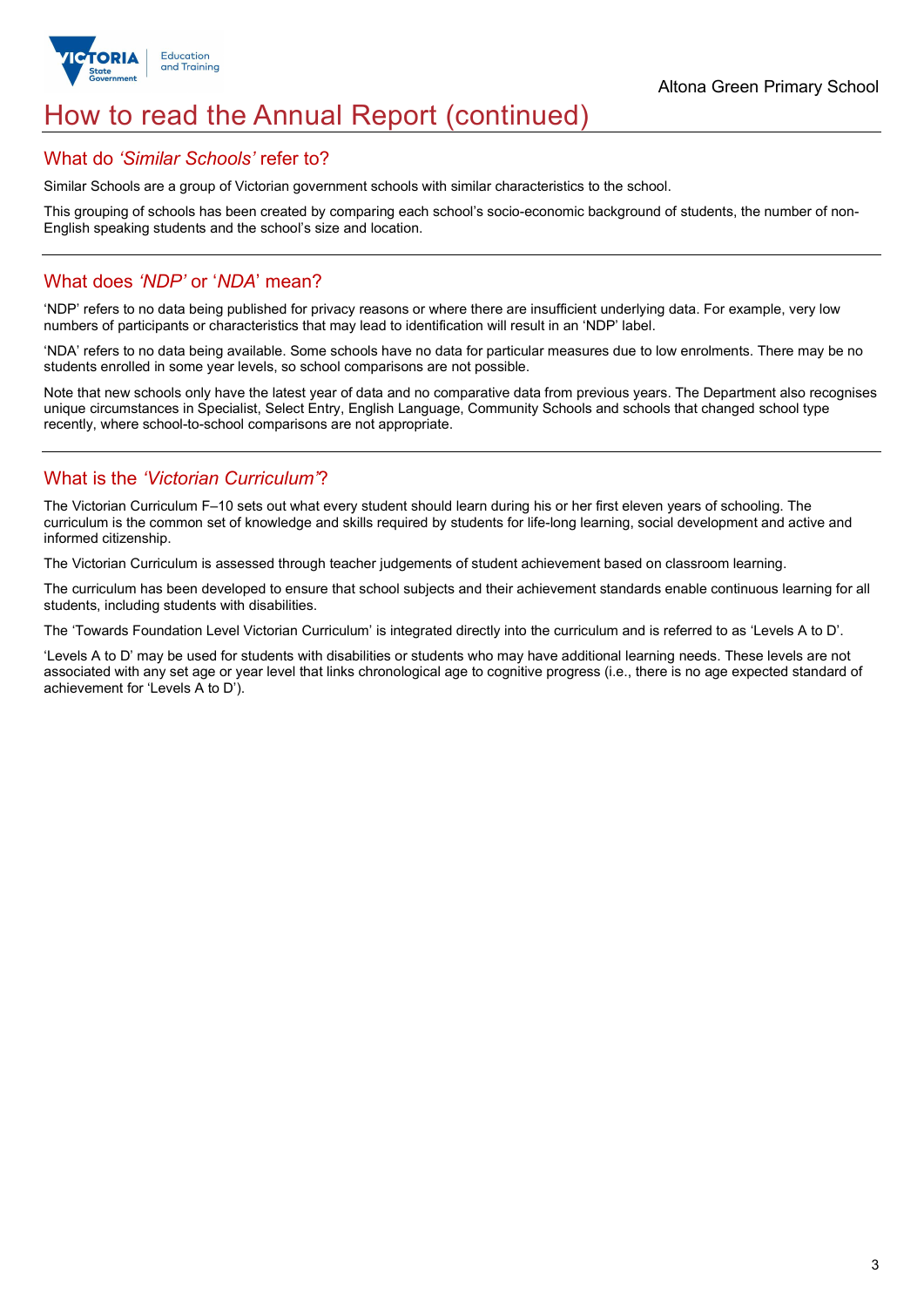# How to read the Annual Report (continued)

## What do *'Similar Schools'* refer to?

Similar Schools are a group of Victorian government schools with similar characteristics to the school.

This grouping of schools has been created by comparing each school's socio-economic background of students, the number of non-English speaking students and the school's size and location.

## What does *'NDP'* or '*NDA*' mean?

'NDP' refers to no data being published for privacy reasons or where there are insufficient underlying data. For example, very low numbers of participants or characteristics that may lead to identification will result in an 'NDP' label.

'NDA' refers to no data being available. Some schools have no data for particular measures due to low enrolments. There may be no students enrolled in some year levels, so school comparisons are not possible.

Note that new schools only have the latest year of data and no comparative data from previous years. The Department also recognises unique circumstances in Specialist, Select Entry, English Language, Community Schools and schools that changed school type recently, where school-to-school comparisons are not appropriate.

## What is the *'Victorian Curriculum'*?

The Victorian Curriculum F–10 sets out what every student should learn during his or her first eleven years of schooling. The curriculum is the common set of knowledge and skills required by students for life-long learning, social development and active and informed citizenship.

The Victorian Curriculum is assessed through teacher judgements of student achievement based on classroom learning.

The curriculum has been developed to ensure that school subjects and their achievement standards enable continuous learning for all students, including students with disabilities.

The 'Towards Foundation Level Victorian Curriculum' is integrated directly into the curriculum and is referred to as 'Levels A to D'.

'Levels A to D' may be used for students with disabilities or students who may have additional learning needs. These levels are not associated with any set age or year level that links chronological age to cognitive progress (i.e., there is no age expected standard of achievement for 'Levels A to D').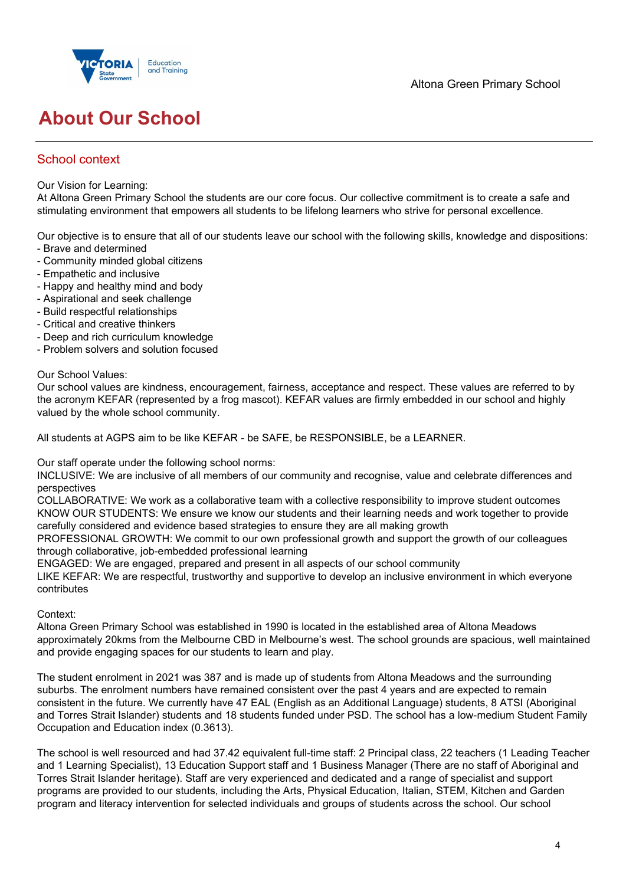# About Our School

## School context

Our Vision for Learning:
At Altona Green Primary School the students are our core focus. Our collective commitment is to create a safe and stimulating environment that empowers all students to be lifelong learners who strive for personal excellence.

Our objective is to ensure that all of our students leave our school with the following skills, knowledge and dispositions:
- Brave and determined
- Community minded global citizens
- Empathetic and inclusive
- Happy and healthy mind and body
- Aspirational and seek challenge
- Build respectful relationships
- Critical and creative thinkers
- Deep and rich curriculum knowledge
- Problem solvers and solution focused

Our School Values:
Our school values are kindness, encouragement, fairness, acceptance and respect. These values are referred to by the acronym KEFAR (represented by a frog mascot). KEFAR values are firmly embedded in our school and highly valued by the whole school community.

All students at AGPS aim to be like KEFAR - be SAFE, be RESPONSIBLE, be a LEARNER.

Our staff operate under the following school norms:
INCLUSIVE: We are inclusive of all members of our community and recognise, value and celebrate differences and perspectives
COLLABORATIVE: We work as a collaborative team with a collective responsibility to improve student outcomes
KNOW OUR STUDENTS: We ensure we know our students and their learning needs and work together to provide carefully considered and evidence based strategies to ensure they are all making growth
PROFESSIONAL GROWTH: We commit to our own professional growth and support the growth of our colleagues through collaborative, job-embedded professional learning
ENGAGED: We are engaged, prepared and present in all aspects of our school community
LIKE KEFAR: We are respectful, trustworthy and supportive to develop an inclusive environment in which everyone contributes

Context:
Altona Green Primary School was established in 1990 is located in the established area of Altona Meadows approximately 20kms from the Melbourne CBD in Melbourne's west. The school grounds are spacious, well maintained and provide engaging spaces for our students to learn and play.

The student enrolment in 2021 was 387 and is made up of students from Altona Meadows and the surrounding suburbs. The enrolment numbers have remained consistent over the past 4 years and are expected to remain consistent in the future. We currently have 47 EAL (English as an Additional Language) students, 8 ATSI (Aboriginal and Torres Strait Islander) students and 18 students funded under PSD. The school has a low-medium Student Family Occupation and Education index (0.3613).

The school is well resourced and had 37.42 equivalent full-time staff: 2 Principal class, 22 teachers (1 Leading Teacher and 1 Learning Specialist), 13 Education Support staff and 1 Business Manager (There are no staff of Aboriginal and Torres Strait Islander heritage). Staff are very experienced and dedicated and a range of specialist and support programs are provided to our students, including the Arts, Physical Education, Italian, STEM, Kitchen and Garden program and literacy intervention for selected individuals and groups of students across the school. Our school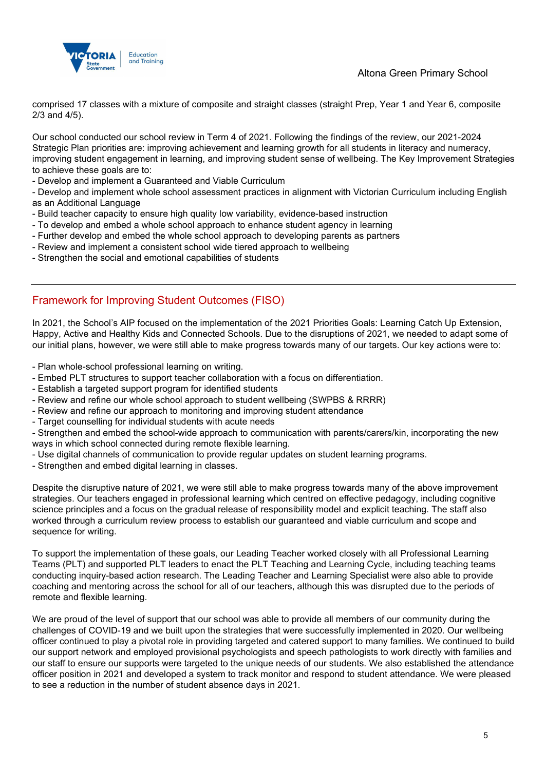comprised 17 classes with a mixture of composite and straight classes (straight Prep, Year 1 and Year 6, composite 2/3 and 4/5).

Our school conducted our school review in Term 4 of 2021. Following the findings of the review, our 2021-2024 Strategic Plan priorities are: improving achievement and learning growth for all students in literacy and numeracy, improving student engagement in learning, and improving student sense of wellbeing. The Key Improvement Strategies to achieve these goals are to:

- Develop and implement a Guaranteed and Viable Curriculum
- Develop and implement whole school assessment practices in alignment with Victorian Curriculum including English as an Additional Language
- Build teacher capacity to ensure high quality low variability, evidence-based instruction
- To develop and embed a whole school approach to enhance student agency in learning
- Further develop and embed the whole school approach to developing parents as partners
- Review and implement a consistent school wide tiered approach to wellbeing
- Strengthen the social and emotional capabilities of students

## Framework for Improving Student Outcomes (FISO)

In 2021, the School's AIP focused on the implementation of the 2021 Priorities Goals: Learning Catch Up Extension, Happy, Active and Healthy Kids and Connected Schools. Due to the disruptions of 2021, we needed to adapt some of our initial plans, however, we were still able to make progress towards many of our targets. Our key actions were to:

- Plan whole-school professional learning on writing.
- Embed PLT structures to support teacher collaboration with a focus on differentiation.
- Establish a targeted support program for identified students
- Review and refine our whole school approach to student wellbeing (SWPBS & RRRR)
- Review and refine our approach to monitoring and improving student attendance
- Target counselling for individual students with acute needs
- Strengthen and embed the school-wide approach to communication with parents/carers/kin, incorporating the new ways in which school connected during remote flexible learning.
- Use digital channels of communication to provide regular updates on student learning programs.
- Strengthen and embed digital learning in classes.

Despite the disruptive nature of 2021, we were still able to make progress towards many of the above improvement strategies. Our teachers engaged in professional learning which centred on effective pedagogy, including cognitive science principles and a focus on the gradual release of responsibility model and explicit teaching. The staff also worked through a curriculum review process to establish our guaranteed and viable curriculum and scope and sequence for writing.

To support the implementation of these goals, our Leading Teacher worked closely with all Professional Learning Teams (PLT) and supported PLT leaders to enact the PLT Teaching and Learning Cycle, including teaching teams conducting inquiry-based action research. The Leading Teacher and Learning Specialist were also able to provide coaching and mentoring across the school for all of our teachers, although this was disrupted due to the periods of remote and flexible learning.

We are proud of the level of support that our school was able to provide all members of our community during the challenges of COVID-19 and we built upon the strategies that were successfully implemented in 2020. Our wellbeing officer continued to play a pivotal role in providing targeted and catered support to many families. We continued to build our support network and employed provisional psychologists and speech pathologists to work directly with families and our staff to ensure our supports were targeted to the unique needs of our students. We also established the attendance officer position in 2021 and developed a system to track monitor and respond to student attendance. We were pleased to see a reduction in the number of student absence days in 2021.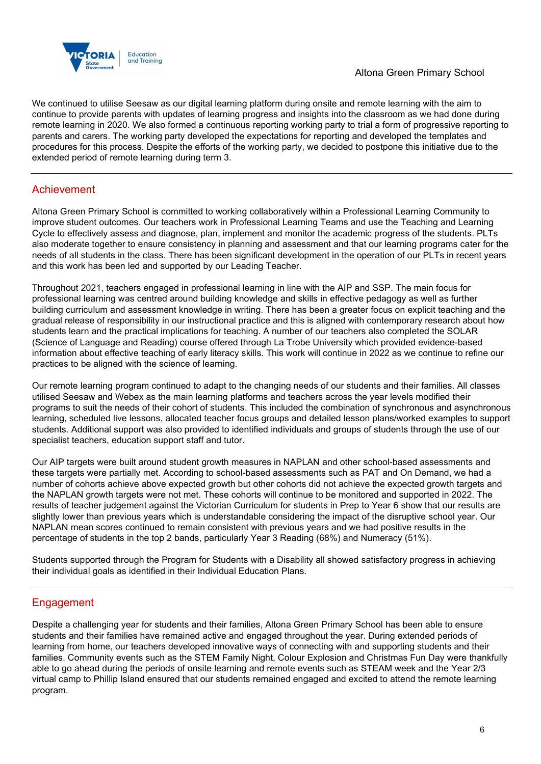We continued to utilise Seesaw as our digital learning platform during onsite and remote learning with the aim to continue to provide parents with updates of learning progress and insights into the classroom as we had done during remote learning in 2020. We also formed a continuous reporting working party to trial a form of progressive reporting to parents and carers. The working party developed the expectations for reporting and developed the templates and procedures for this process. Despite the efforts of the working party, we decided to postpone this initiative due to the extended period of remote learning during term 3.

## Achievement

Altona Green Primary School is committed to working collaboratively within a Professional Learning Community to improve student outcomes. Our teachers work in Professional Learning Teams and use the Teaching and Learning Cycle to effectively assess and diagnose, plan, implement and monitor the academic progress of the students. PLTs also moderate together to ensure consistency in planning and assessment and that our learning programs cater for the needs of all students in the class. There has been significant development in the operation of our PLTs in recent years and this work has been led and supported by our Leading Teacher.

Throughout 2021, teachers engaged in professional learning in line with the AIP and SSP. The main focus for professional learning was centred around building knowledge and skills in effective pedagogy as well as further building curriculum and assessment knowledge in writing. There has been a greater focus on explicit teaching and the gradual release of responsibility in our instructional practice and this is aligned with contemporary research about how students learn and the practical implications for teaching. A number of our teachers also completed the SOLAR (Science of Language and Reading) course offered through La Trobe University which provided evidence-based information about effective teaching of early literacy skills. This work will continue in 2022 as we continue to refine our practices to be aligned with the science of learning.

Our remote learning program continued to adapt to the changing needs of our students and their families. All classes utilised Seesaw and Webex as the main learning platforms and teachers across the year levels modified their programs to suit the needs of their cohort of students. This included the combination of synchronous and asynchronous learning, scheduled live lessons, allocated teacher focus groups and detailed lesson plans/worked examples to support students. Additional support was also provided to identified individuals and groups of students through the use of our specialist teachers, education support staff and tutor.

Our AIP targets were built around student growth measures in NAPLAN and other school-based assessments and these targets were partially met. According to school-based assessments such as PAT and On Demand, we had a number of cohorts achieve above expected growth but other cohorts did not achieve the expected growth targets and the NAPLAN growth targets were not met. These cohorts will continue to be monitored and supported in 2022. The results of teacher judgement against the Victorian Curriculum for students in Prep to Year 6 show that our results are slightly lower than previous years which is understandable considering the impact of the disruptive school year. Our NAPLAN mean scores continued to remain consistent with previous years and we had positive results in the percentage of students in the top 2 bands, particularly Year 3 Reading (68%) and Numeracy (51%).

Students supported through the Program for Students with a Disability all showed satisfactory progress in achieving their individual goals as identified in their Individual Education Plans.

## Engagement

Despite a challenging year for students and their families, Altona Green Primary School has been able to ensure students and their families have remained active and engaged throughout the year. During extended periods of learning from home, our teachers developed innovative ways of connecting with and supporting students and their families. Community events such as the STEM Family Night, Colour Explosion and Christmas Fun Day were thankfully able to go ahead during the periods of onsite learning and remote events such as STEAM week and the Year 2/3 virtual camp to Phillip Island ensured that our students remained engaged and excited to attend the remote learning program.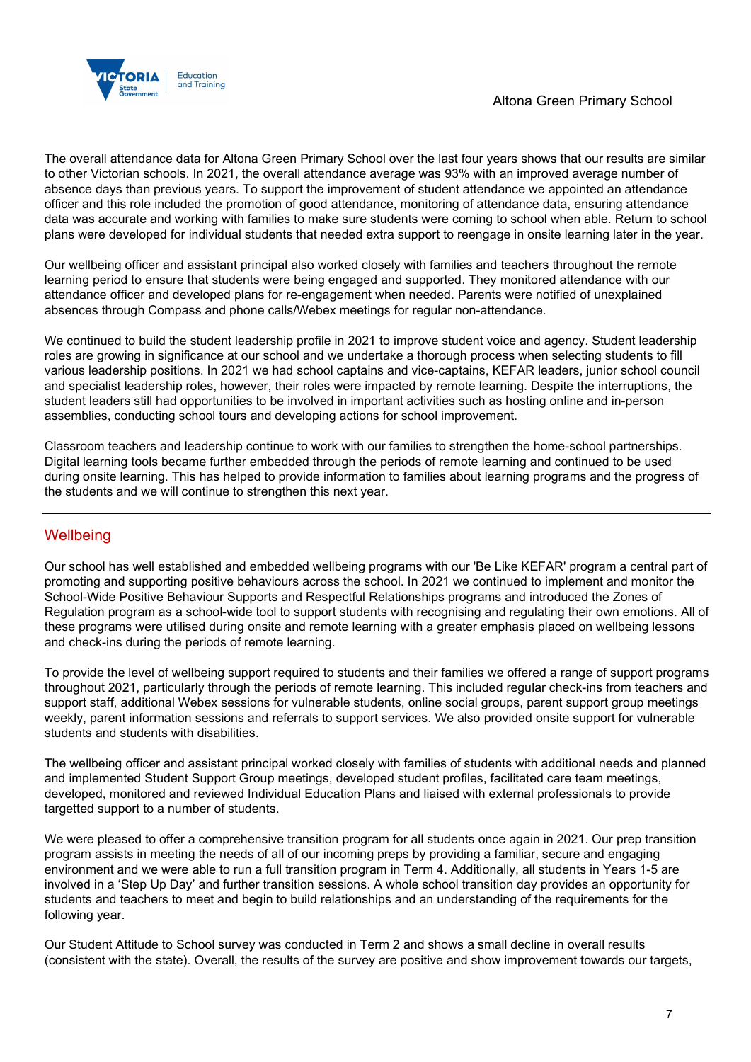The overall attendance data for Altona Green Primary School over the last four years shows that our results are similar to other Victorian schools. In 2021, the overall attendance average was 93% with an improved average number of absence days than previous years. To support the improvement of student attendance we appointed an attendance officer and this role included the promotion of good attendance, monitoring of attendance data, ensuring attendance data was accurate and working with families to make sure students were coming to school when able. Return to school plans were developed for individual students that needed extra support to reengage in onsite learning later in the year.

Our wellbeing officer and assistant principal also worked closely with families and teachers throughout the remote learning period to ensure that students were being engaged and supported. They monitored attendance with our attendance officer and developed plans for re-engagement when needed. Parents were notified of unexplained absences through Compass and phone calls/Webex meetings for regular non-attendance.

We continued to build the student leadership profile in 2021 to improve student voice and agency. Student leadership roles are growing in significance at our school and we undertake a thorough process when selecting students to fill various leadership positions. In 2021 we had school captains and vice-captains, KEFAR leaders, junior school council and specialist leadership roles, however, their roles were impacted by remote learning. Despite the interruptions, the student leaders still had opportunities to be involved in important activities such as hosting online and in-person assemblies, conducting school tours and developing actions for school improvement.

Classroom teachers and leadership continue to work with our families to strengthen the home-school partnerships. Digital learning tools became further embedded through the periods of remote learning and continued to be used during onsite learning. This has helped to provide information to families about learning programs and the progress of the students and we will continue to strengthen this next year.

---

## Wellbeing

Our school has well established and embedded wellbeing programs with our 'Be Like KEFAR' program a central part of promoting and supporting positive behaviours across the school. In 2021 we continued to implement and monitor the School-Wide Positive Behaviour Supports and Respectful Relationships programs and introduced the Zones of Regulation program as a school-wide tool to support students with recognising and regulating their own emotions. All of these programs were utilised during onsite and remote learning with a greater emphasis placed on wellbeing lessons and check-ins during the periods of remote learning.

To provide the level of wellbeing support required to students and their families we offered a range of support programs throughout 2021, particularly through the periods of remote learning. This included regular check-ins from teachers and support staff, additional Webex sessions for vulnerable students, online social groups, parent support group meetings weekly, parent information sessions and referrals to support services. We also provided onsite support for vulnerable students and students with disabilities.

The wellbeing officer and assistant principal worked closely with families of students with additional needs and planned and implemented Student Support Group meetings, developed student profiles, facilitated care team meetings, developed, monitored and reviewed Individual Education Plans and liaised with external professionals to provide targetted support to a number of students.

We were pleased to offer a comprehensive transition program for all students once again in 2021. Our prep transition program assists in meeting the needs of all of our incoming preps by providing a familiar, secure and engaging environment and we were able to run a full transition program in Term 4. Additionally, all students in Years 1-5 are involved in a 'Step Up Day' and further transition sessions. A whole school transition day provides an opportunity for students and teachers to meet and begin to build relationships and an understanding of the requirements for the following year.

Our Student Attitude to School survey was conducted in Term 2 and shows a small decline in overall results (consistent with the state). Overall, the results of the survey are positive and show improvement towards our targets,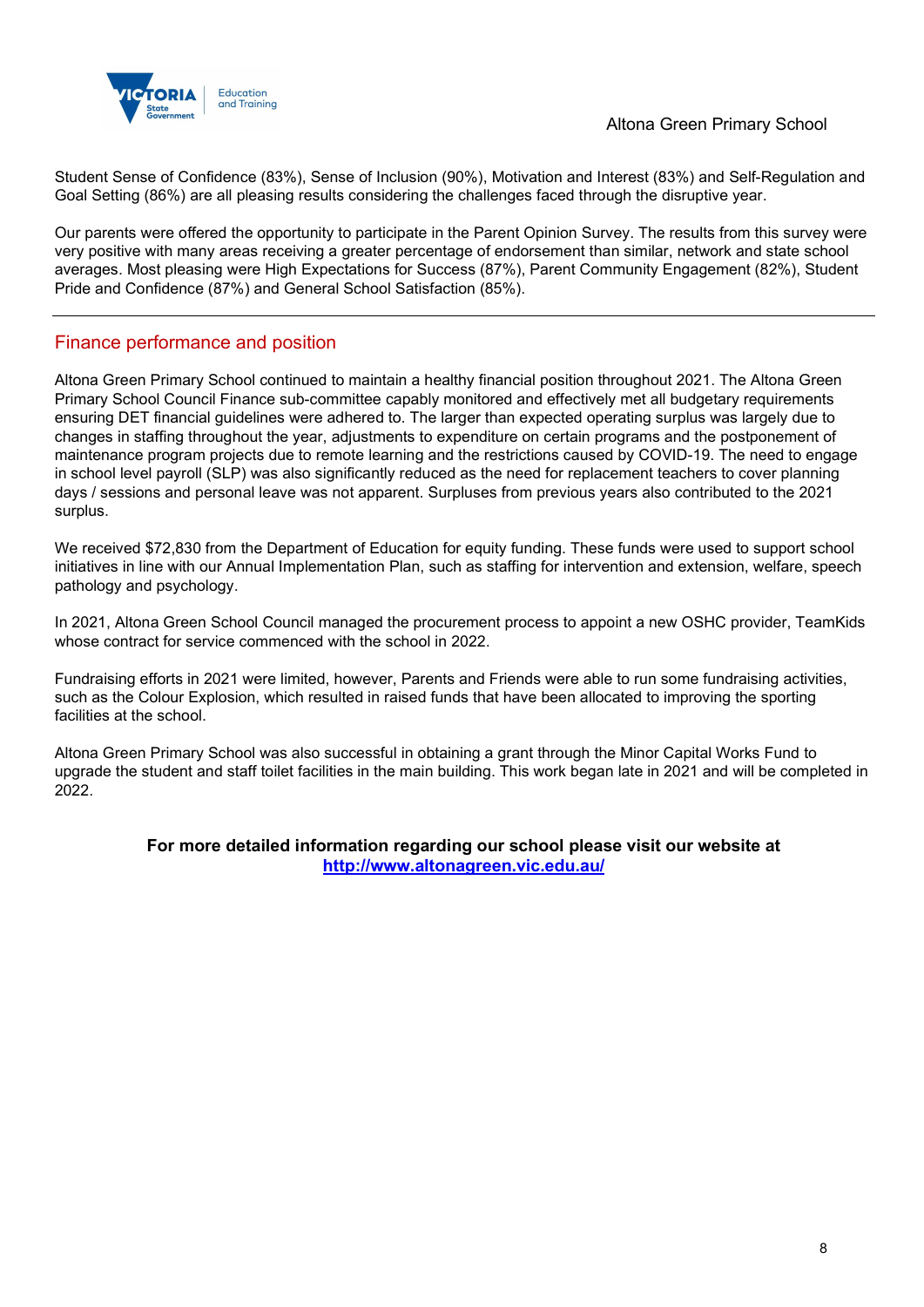Student Sense of Confidence (83%), Sense of Inclusion (90%), Motivation and Interest (83%) and Self-Regulation and Goal Setting (86%) are all pleasing results considering the challenges faced through the disruptive year.

Our parents were offered the opportunity to participate in the Parent Opinion Survey. The results from this survey were very positive with many areas receiving a greater percentage of endorsement than similar, network and state school averages. Most pleasing were High Expectations for Success (87%), Parent Community Engagement (82%), Student Pride and Confidence (87%) and General School Satisfaction (85%).

---

## Finance performance and position

Altona Green Primary School continued to maintain a healthy financial position throughout 2021. The Altona Green Primary School Council Finance sub-committee capably monitored and effectively met all budgetary requirements ensuring DET financial guidelines were adhered to. The larger than expected operating surplus was largely due to changes in staffing throughout the year, adjustments to expenditure on certain programs and the postponement of maintenance program projects due to remote learning and the restrictions caused by COVID-19. The need to engage in school level payroll (SLP) was also significantly reduced as the need for replacement teachers to cover planning days / sessions and personal leave was not apparent. Surpluses from previous years also contributed to the 2021 surplus.

We received $72,830 from the Department of Education for equity funding. These funds were used to support school initiatives in line with our Annual Implementation Plan, such as staffing for intervention and extension, welfare, speech pathology and psychology.

In 2021, Altona Green School Council managed the procurement process to appoint a new OSHC provider, TeamKids whose contract for service commenced with the school in 2022.

Fundraising efforts in 2021 were limited, however, Parents and Friends were able to run some fundraising activities, such as the Colour Explosion, which resulted in raised funds that have been allocated to improving the sporting facilities at the school.

Altona Green Primary School was also successful in obtaining a grant through the Minor Capital Works Fund to upgrade the student and staff toilet facilities in the main building. This work began late in 2021 and will be completed in 2022.

**For more detailed information regarding our school please visit our website at [http://www.altonagreen.vic.edu.au/](http://www.altonagreen.vic.edu.au/)**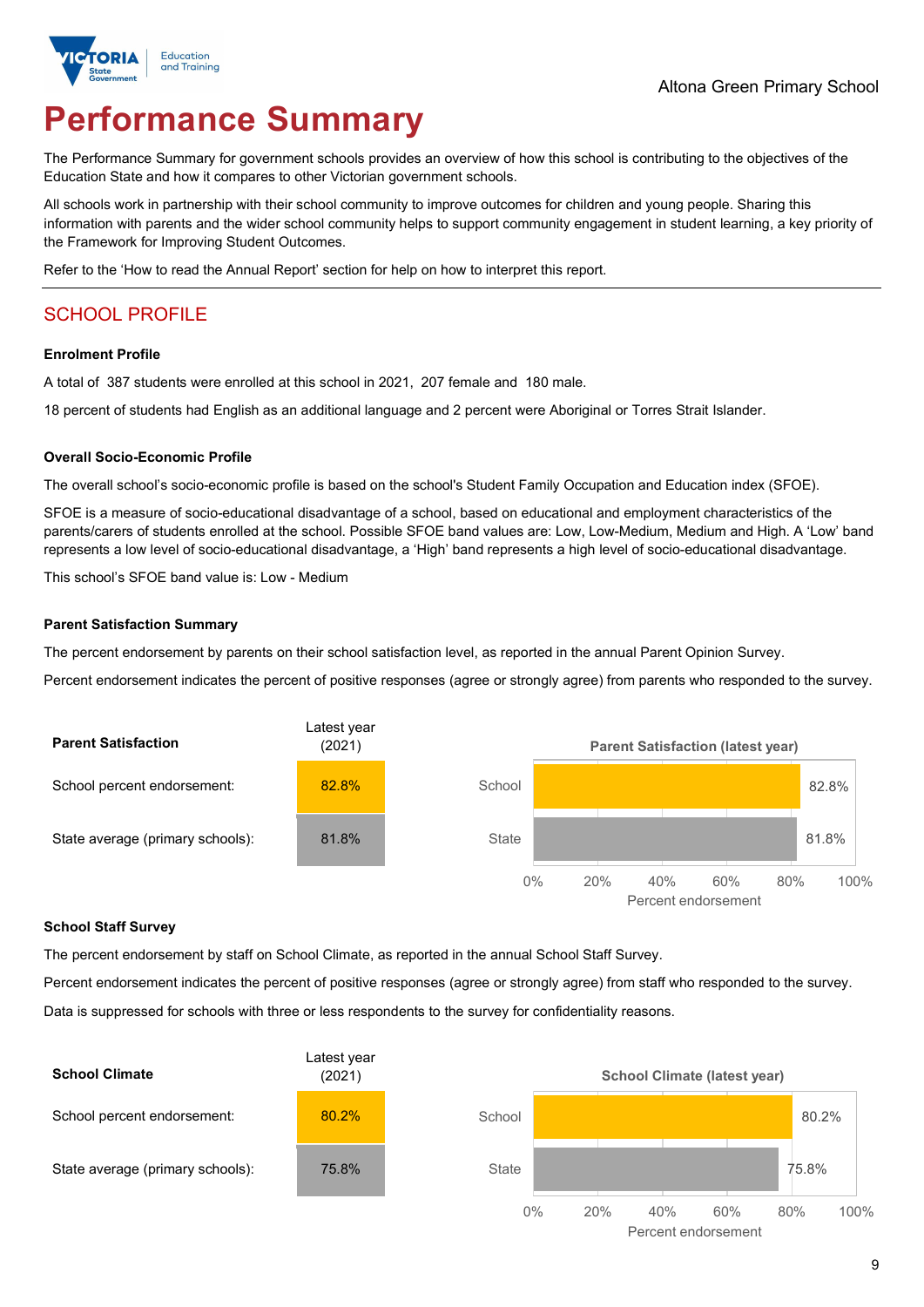# Performance Summary

The Performance Summary for government schools provides an overview of how this school is contributing to the objectives of the Education State and how it compares to other Victorian government schools.

All schools work in partnership with their school community to improve outcomes for children and young people. Sharing this information with parents and the wider school community helps to support community engagement in student learning, a key priority of the Framework for Improving Student Outcomes.

Refer to the 'How to read the Annual Report' section for help on how to interpret this report.

## SCHOOL PROFILE

### Enrolment Profile

A total of 387 students were enrolled at this school in 2021, 207 female and 180 male.

18 percent of students had English as an additional language and 2 percent were Aboriginal or Torres Strait Islander.

### Overall Socio-Economic Profile

The overall school's socio-economic profile is based on the school's Student Family Occupation and Education index (SFOE).

SFOE is a measure of socio-educational disadvantage of a school, based on educational and employment characteristics of the parents/carers of students enrolled at the school. Possible SFOE band values are: Low, Low-Medium, Medium and High. A 'Low' band represents a low level of socio-educational disadvantage, a 'High' band represents a high level of socio-educational disadvantage.

This school's SFOE band value is: Low - Medium

### Parent Satisfaction Summary

The percent endorsement by parents on their school satisfaction level, as reported in the annual Parent Opinion Survey.

Percent endorsement indicates the percent of positive responses (agree or strongly agree) from parents who responded to the survey.

| Parent Satisfaction | Latest year (2021) |
|---|---|
| School percent endorsement: | 82.8% |
| State average (primary schools): | 81.8% |

**Parent Satisfaction (latest year)**

| | Percent endorsement |
|---|---|
| School | 82.8% |
| State | 81.8% |

### School Staff Survey

The percent endorsement by staff on School Climate, as reported in the annual School Staff Survey.

Percent endorsement indicates the percent of positive responses (agree or strongly agree) from staff who responded to the survey.

Data is suppressed for schools with three or less respondents to the survey for confidentiality reasons.

| School Climate | Latest year (2021) |
|---|---|
| School percent endorsement: | 80.2% |
| State average (primary schools): | 75.8% |

**School Climate (latest year)**

| | Percent endorsement |
|---|---|
| School | 80.2% |
| State | 75.8% |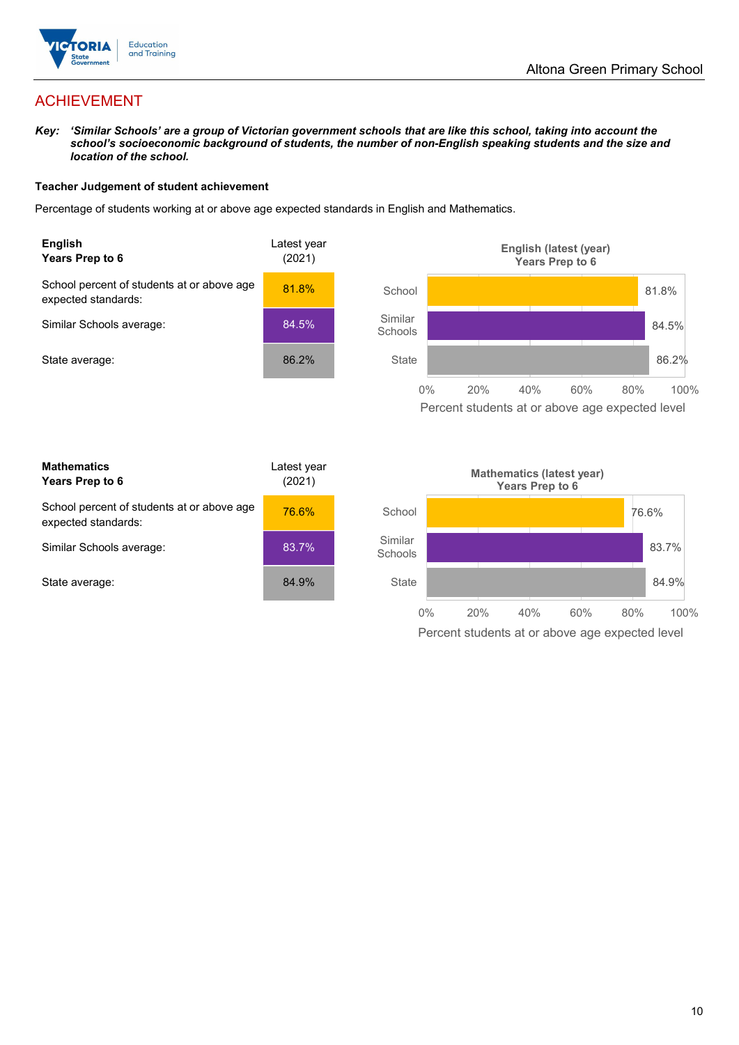# ACHIEVEMENT

***Key:*** ***'Similar Schools' are a group of Victorian government schools that are like this school, taking into account the school's socioeconomic background of students, the number of non-English speaking students and the size and location of the school.***

**Teacher Judgement of student achievement**

Percentage of students working at or above age expected standards in English and Mathematics.

| **English Years Prep to 6** | Latest year (2021) |
|---|---|
| School percent of students at or above age expected standards: | 81.8% |
| Similar Schools average: | 84.5% |
| State average: | 86.2% |

**English (latest (year) Years Prep to 6**

| | Percent students at or above age expected level |
|---|---|
| School | 81.8% |
| Similar Schools | 84.5% |
| State | 86.2% |

| **Mathematics Years Prep to 6** | Latest year (2021) |
|---|---|
| School percent of students at or above age expected standards: | 76.6% |
| Similar Schools average: | 83.7% |
| State average: | 84.9% |

**Mathematics (latest year) Years Prep to 6**

| | Percent students at or above age expected level |
|---|---|
| School | 76.6% |
| Similar Schools | 83.7% |
| State | 84.9% |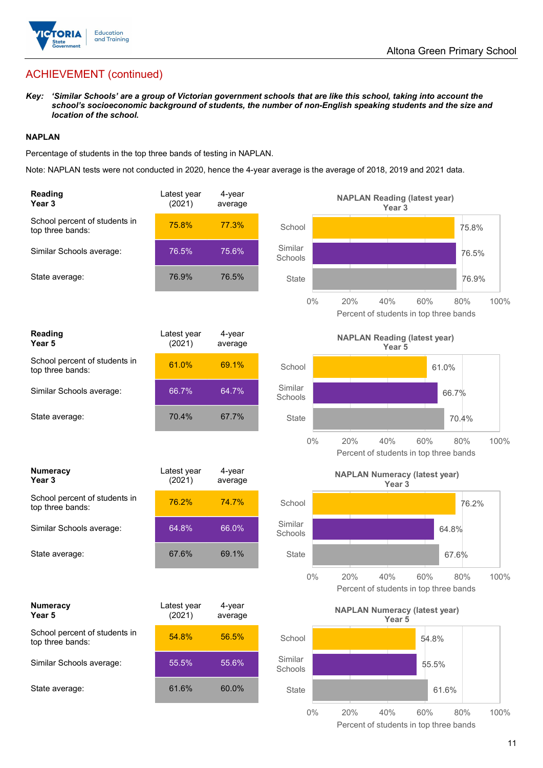## ACHIEVEMENT (continued)

***Key:** 'Similar Schools' are a group of Victorian government schools that are like this school, taking into account the school's socioeconomic background of students, the number of non-English speaking students and the size and location of the school.*

### NAPLAN

Percentage of students in the top three bands of testing in NAPLAN.

Note: NAPLAN tests were not conducted in 2020, hence the 4-year average is the average of 2018, 2019 and 2021 data.

| Reading Year 3 | Latest year (2021) | 4-year average |
|---|---|---|
| School percent of students in top three bands: | 75.8% | 77.3% |
| Similar Schools average: | 76.5% | 75.6% |
| State average: | 76.9% | 76.5% |

**NAPLAN Reading (latest year) Year 3**

- School: 75.8%
- Similar Schools: 76.5%
- State: 76.9%

Percent of students in top three bands

| Reading Year 5 | Latest year (2021) | 4-year average |
|---|---|---|
| School percent of students in top three bands: | 61.0% | 69.1% |
| Similar Schools average: | 66.7% | 64.7% |
| State average: | 70.4% | 67.7% |

**NAPLAN Reading (latest year) Year 5**

- School: 61.0%
- Similar Schools: 66.7%
- State: 70.4%

Percent of students in top three bands

| Numeracy Year 3 | Latest year (2021) | 4-year average |
|---|---|---|
| School percent of students in top three bands: | 76.2% | 74.7% |
| Similar Schools average: | 64.8% | 66.0% |
| State average: | 67.6% | 69.1% |

**NAPLAN Numeracy (latest year) Year 3**

- School: 76.2%
- Similar Schools: 64.8%
- State: 67.6%

Percent of students in top three bands

| Numeracy Year 5 | Latest year (2021) | 4-year average |
|---|---|---|
| School percent of students in top three bands: | 54.8% | 56.5% |
| Similar Schools average: | 55.5% | 55.6% |
| State average: | 61.6% | 60.0% |

**NAPLAN Numeracy (latest year) Year 5**

- School: 54.8%
- Similar Schools: 55.5%
- State: 61.6%

Percent of students in top three bands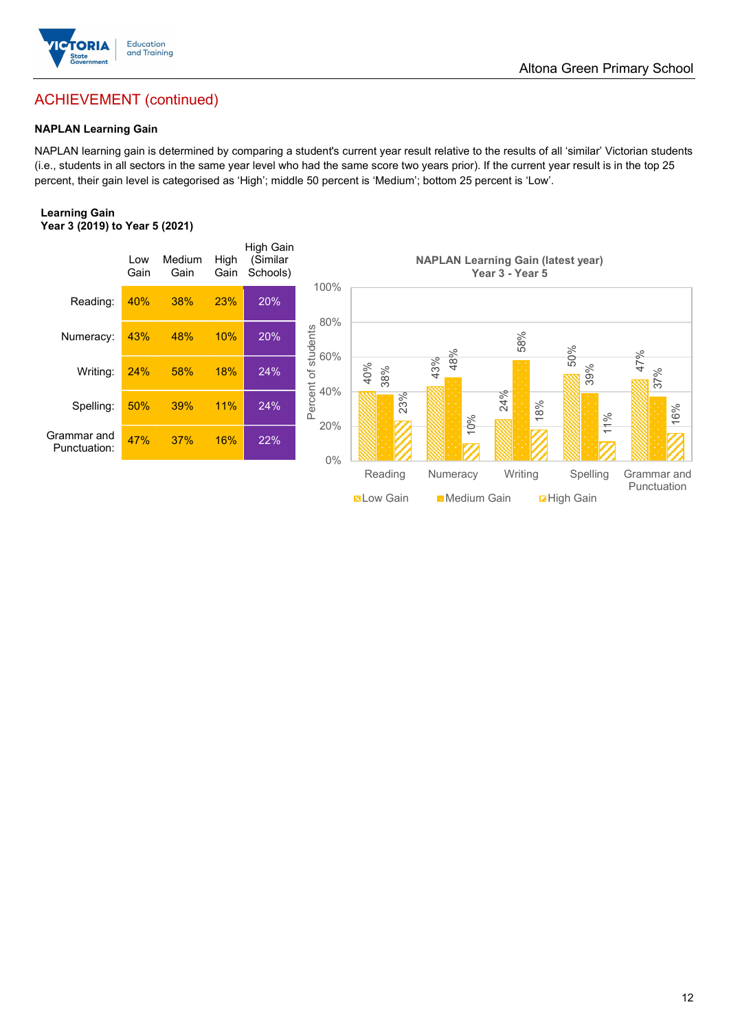## ACHIEVEMENT (continued)

### NAPLAN Learning Gain

NAPLAN learning gain is determined by comparing a student's current year result relative to the results of all 'similar' Victorian students (i.e., students in all sectors in the same year level who had the same score two years prior). If the current year result is in the top 25 percent, their gain level is categorised as 'High'; middle 50 percent is 'Medium'; bottom 25 percent is 'Low'.

**Learning Gain**
**Year 3 (2019) to Year 5 (2021)**

| | Low Gain | Medium Gain | High Gain | High Gain (Similar Schools) |
|---|---|---|---|---|
| Reading: | 40% | 38% | 23% | 20% |
| Numeracy: | 43% | 48% | 10% | 20% |
| Writing: | 24% | 58% | 18% | 24% |
| Spelling: | 50% | 39% | 11% | 24% |
| Grammar and Punctuation: | 47% | 37% | 16% | 22% |

**NAPLAN Learning Gain (latest year)**
**Year 3 - Year 5**

| | Low Gain | Medium Gain | High Gain |
|---|---|---|---|
| Reading | 40% | 38% | 23% |
| Numeracy | 43% | 48% | 10% |
| Writing | 24% | 58% | 18% |
| Spelling | 50% | 39% | 11% |
| Grammar and Punctuation | 47% | 37% | 16% |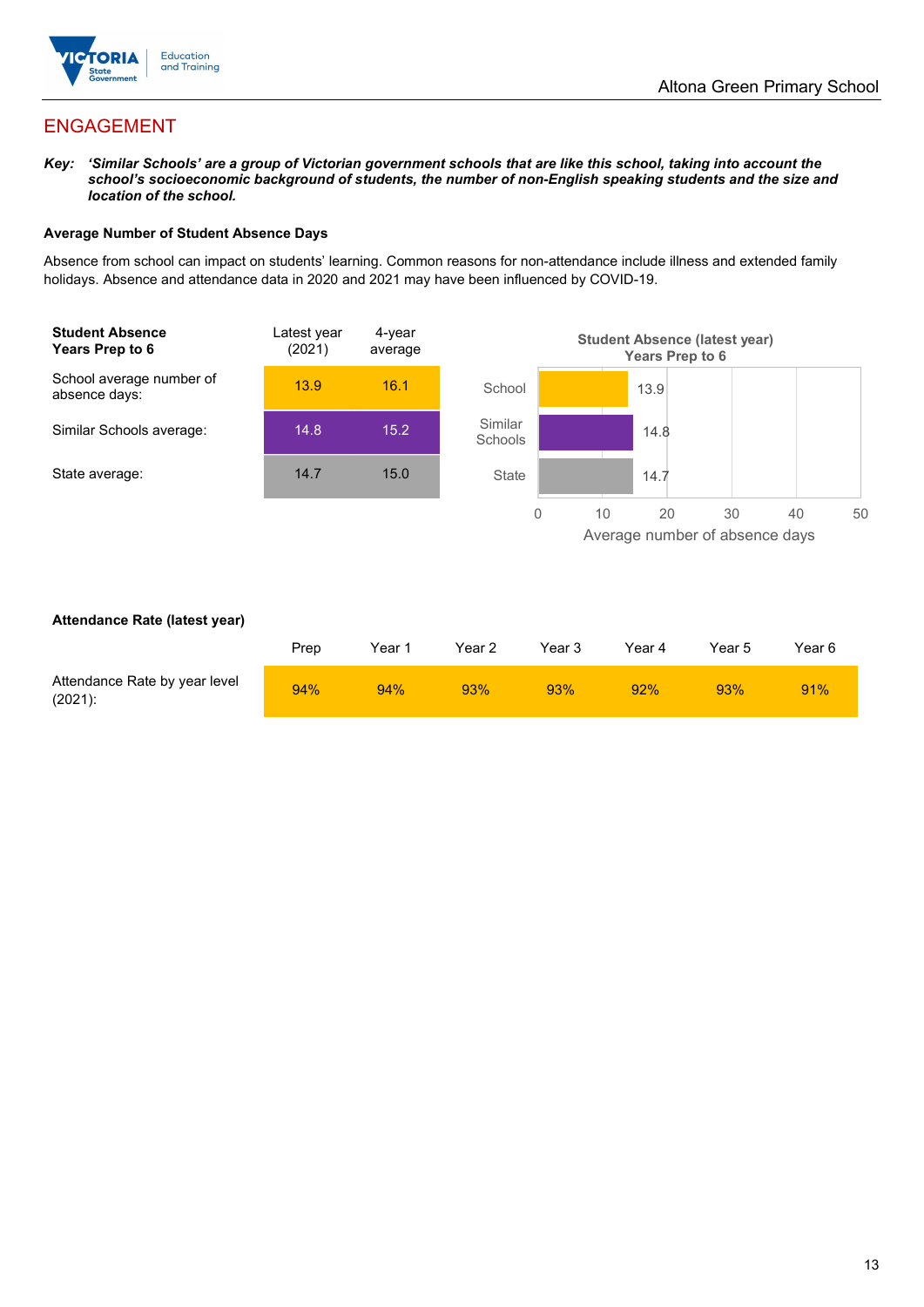## ENGAGEMENT

***Key:** 'Similar Schools' are a group of Victorian government schools that are like this school, taking into account the school's socioeconomic background of students, the number of non-English speaking students and the size and location of the school.*

**Average Number of Student Absence Days**

Absence from school can impact on students' learning. Common reasons for non-attendance include illness and extended family holidays. Absence and attendance data in 2020 and 2021 may have been influenced by COVID-19.

| Student Absence Years Prep to 6 | Latest year (2021) | 4-year average |
|---|---|---|
| School average number of absence days: | 13.9 | 16.1 |
| Similar Schools average: | 14.8 | 15.2 |
| State average: | 14.7 | 15.0 |

**Student Absence (latest year) Years Prep to 6**

| | Average number of absence days |
|---|---|
| School | 13.9 |
| Similar Schools | 14.8 |
| State | 14.7 |

**Attendance Rate (latest year)**

| | Prep | Year 1 | Year 2 | Year 3 | Year 4 | Year 5 | Year 6 |
|---|---|---|---|---|---|---|---|
| Attendance Rate by year level (2021): | 94% | 94% | 93% | 93% | 92% | 93% | 91% |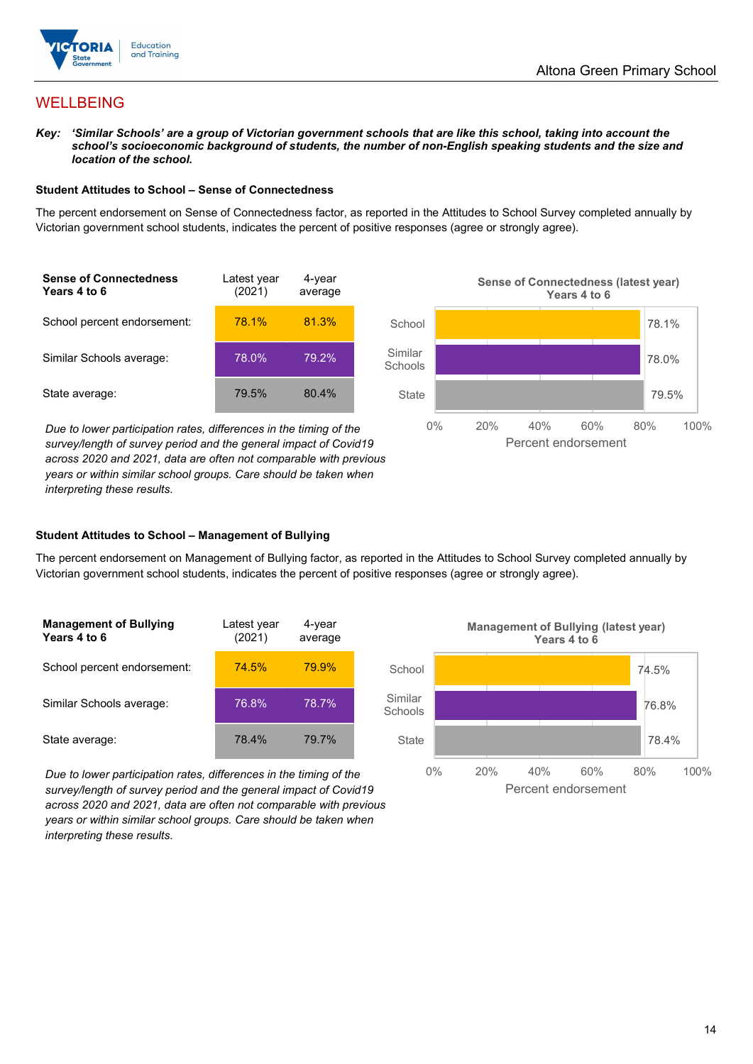## WELLBEING

***Key:** ‘Similar Schools’ are a group of Victorian government schools that are like this school, taking into account the school’s socioeconomic background of students, the number of non-English speaking students and the size and location of the school.*

### Student Attitudes to School – Sense of Connectedness

The percent endorsement on Sense of Connectedness factor, as reported in the Attitudes to School Survey completed annually by Victorian government school students, indicates the percent of positive responses (agree or strongly agree).

| Sense of Connectedness Years 4 to 6 | Latest year (2021) | 4-year average |
|---|---|---|
| School percent endorsement: | 78.1% | 81.3% |
| Similar Schools average: | 78.0% | 79.2% |
| State average: | 79.5% | 80.4% |

*Due to lower participation rates, differences in the timing of the survey/length of survey period and the general impact of Covid19 across 2020 and 2021, data are often not comparable with previous years or within similar school groups. Care should be taken when interpreting these results.*

**Sense of Connectedness (latest year) Years 4 to 6**

| | Percent endorsement |
|---|---|
| School | 78.1% |
| Similar Schools | 78.0% |
| State | 79.5% |

### Student Attitudes to School – Management of Bullying

The percent endorsement on Management of Bullying factor, as reported in the Attitudes to School Survey completed annually by Victorian government school students, indicates the percent of positive responses (agree or strongly agree).

| Management of Bullying Years 4 to 6 | Latest year (2021) | 4-year average |
|---|---|---|
| School percent endorsement: | 74.5% | 79.9% |
| Similar Schools average: | 76.8% | 78.7% |
| State average: | 78.4% | 79.7% |

*Due to lower participation rates, differences in the timing of the survey/length of survey period and the general impact of Covid19 across 2020 and 2021, data are often not comparable with previous years or within similar school groups. Care should be taken when interpreting these results.*

**Management of Bullying (latest year) Years 4 to 6**

| | Percent endorsement |
|---|---|
| School | 74.5% |
| Similar Schools | 76.8% |
| State | 78.4% |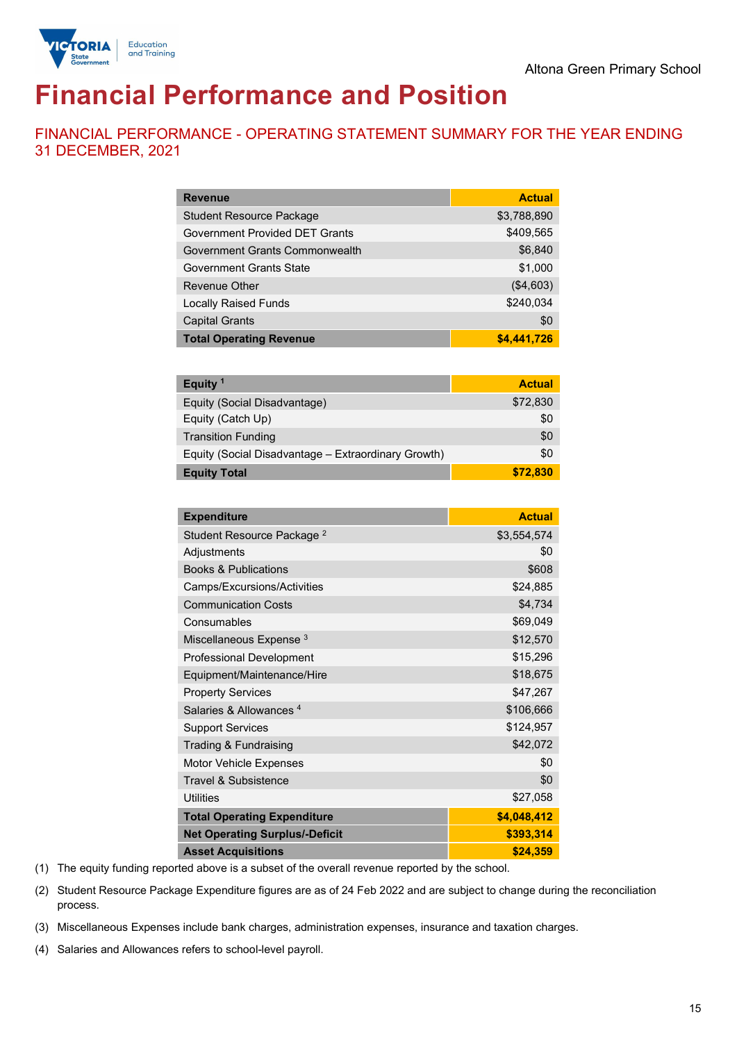Altona Green Primary School

# Financial Performance and Position

## FINANCIAL PERFORMANCE - OPERATING STATEMENT SUMMARY FOR THE YEAR ENDING 31 DECEMBER, 2021

| Revenue | Actual |
|---|---|
| Student Resource Package | $3,788,890 |
| Government Provided DET Grants | $409,565 |
| Government Grants Commonwealth | $6,840 |
| Government Grants State | $1,000 |
| Revenue Other | ($4,603) |
| Locally Raised Funds | $240,034 |
| Capital Grants | $0 |
| **Total Operating Revenue** | **$4,441,726** |

| Equity [1] | Actual |
|---|---|
| Equity (Social Disadvantage) | $72,830 |
| Equity (Catch Up) | $0 |
| Transition Funding | $0 |
| Equity (Social Disadvantage – Extraordinary Growth) | $0 |
| **Equity Total** | **$72,830** |

| Expenditure | Actual |
|---|---|
| Student Resource Package [2] | $3,554,574 |
| Adjustments | $0 |
| Books & Publications | $608 |
| Camps/Excursions/Activities | $24,885 |
| Communication Costs | $4,734 |
| Consumables | $69,049 |
| Miscellaneous Expense [3] | $12,570 |
| Professional Development | $15,296 |
| Equipment/Maintenance/Hire | $18,675 |
| Property Services | $47,267 |
| Salaries & Allowances [4] | $106,666 |
| Support Services | $124,957 |
| Trading & Fundraising | $42,072 |
| Motor Vehicle Expenses | $0 |
| Travel & Subsistence | $0 |
| Utilities | $27,058 |
| **Total Operating Expenditure** | **$4,048,412** |
| **Net Operating Surplus/-Deficit** | **$393,314** |
| **Asset Acquisitions** | **$24,359** |

(1) The equity funding reported above is a subset of the overall revenue reported by the school.

(2) Student Resource Package Expenditure figures are as of 24 Feb 2022 and are subject to change during the reconciliation process.

(3) Miscellaneous Expenses include bank charges, administration expenses, insurance and taxation charges.

(4) Salaries and Allowances refers to school-level payroll.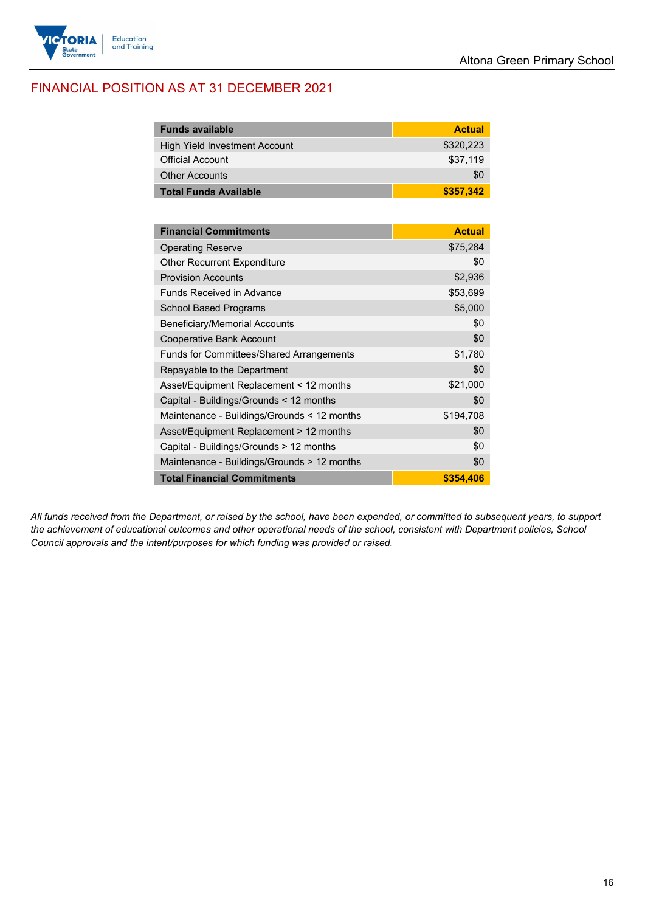# FINANCIAL POSITION AS AT 31 DECEMBER 2021

| Funds available | Actual |
|---|---|
| High Yield Investment Account | $320,223 |
| Official Account | $37,119 |
| Other Accounts | $0 |
| **Total Funds Available** | **$357,342** |

| Financial Commitments | Actual |
|---|---|
| Operating Reserve | $75,284 |
| Other Recurrent Expenditure | $0 |
| Provision Accounts | $2,936 |
| Funds Received in Advance | $53,699 |
| School Based Programs | $5,000 |
| Beneficiary/Memorial Accounts | $0 |
| Cooperative Bank Account | $0 |
| Funds for Committees/Shared Arrangements | $1,780 |
| Repayable to the Department | $0 |
| Asset/Equipment Replacement < 12 months | $21,000 |
| Capital - Buildings/Grounds < 12 months | $0 |
| Maintenance - Buildings/Grounds < 12 months | $194,708 |
| Asset/Equipment Replacement > 12 months | $0 |
| Capital - Buildings/Grounds > 12 months | $0 |
| Maintenance - Buildings/Grounds > 12 months | $0 |
| **Total Financial Commitments** | **$354,406** |

*All funds received from the Department, or raised by the school, have been expended, or committed to subsequent years, to support the achievement of educational outcomes and other operational needs of the school, consistent with Department policies, School Council approvals and the intent/purposes for which funding was provided or raised.*